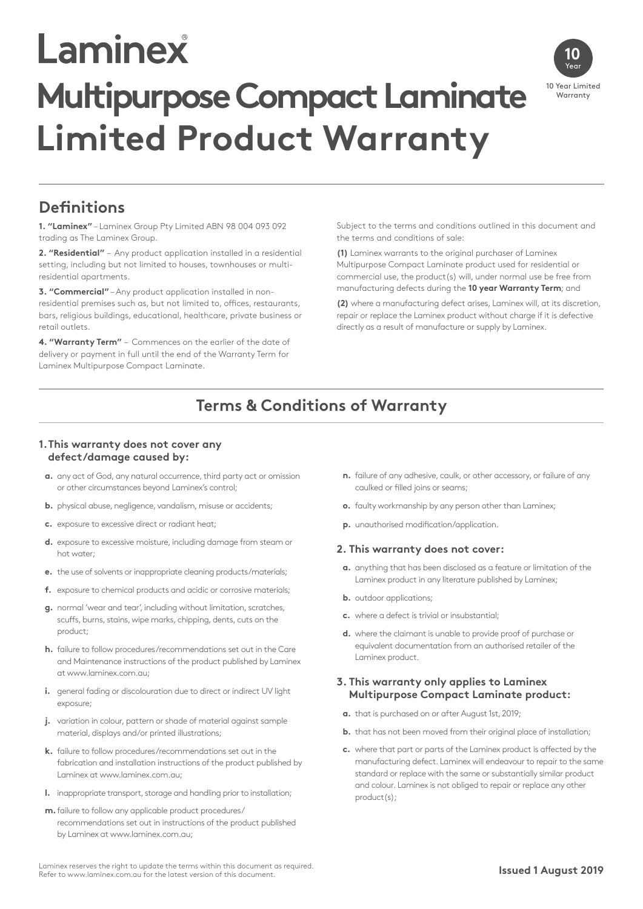# Laminex®

# Multipurpose Compact Laminate Limited Product Warranty

10 Year

10 Year Limited Warranty

## Definitions

**1. "Laminex"** – Laminex Group Pty Limited ABN 98 004 093 092 trading as The Laminex Group.

**2. "Residential"** – Any product application installed in a residential setting, including but not limited to houses, townhouses or multi-residential apartments.

**3. "Commercial"** – Any product application installed in non-residential premises such as, but not limited to, offices, restaurants, bars, religious buildings, educational, healthcare, private business or retail outlets.

**4. "Warranty Term"** – Commences on the earlier of the date of delivery or payment in full until the end of the Warranty Term for Laminex Multipurpose Compact Laminate.

Subject to the terms and conditions outlined in this document and the terms and conditions of sale:

**(1)** Laminex warrants to the original purchaser of Laminex Multipurpose Compact Laminate product used for residential or commercial use, the product(s) will, under normal use be free from manufacturing defects during the **10 year Warranty Term**; and

**(2)** where a manufacturing defect arises, Laminex will, at its discretion, repair or replace the Laminex product without charge if it is defective directly as a result of manufacture or supply by Laminex.

## Terms & Conditions of Warranty

### 1. This warranty does not cover any defect/damage caused by:

- **a.** any act of God, any natural occurrence, third party act or omission or other circumstances beyond Laminex's control;
- **b.** physical abuse, negligence, vandalism, misuse or accidents;
- **c.** exposure to excessive direct or radiant heat;
- **d.** exposure to excessive moisture, including damage from steam or hot water;
- **e.** the use of solvents or inappropriate cleaning products/materials;
- **f.** exposure to chemical products and acidic or corrosive materials;
- **g.** normal 'wear and tear', including without limitation, scratches, scuffs, burns, stains, wipe marks, chipping, dents, cuts on the product;
- **h.** failure to follow procedures/recommendations set out in the Care and Maintenance instructions of the product published by Laminex at www.laminex.com.au;
- **i.** general fading or discolouration due to direct or indirect UV light exposure;
- **j.** variation in colour, pattern or shade of material against sample material, displays and/or printed illustrations;
- **k.** failure to follow procedures/recommendations set out in the fabrication and installation instructions of the product published by Laminex at www.laminex.com.au;
- **l.** inappropriate transport, storage and handling prior to installation;
- **m.** failure to follow any applicable product procedures/recommendations set out in instructions of the product published by Laminex at www.laminex.com.au;
- **n.** failure of any adhesive, caulk, or other accessory, or failure of any caulked or filled joins or seams;
- **o.** faulty workmanship by any person other than Laminex;
- **p.** unauthorised modification/application.

### 2. This warranty does not cover:

- **a.** anything that has been disclosed as a feature or limitation of the Laminex product in any literature published by Laminex;
- **b.** outdoor applications;
- **c.** where a defect is trivial or insubstantial;
- **d.** where the claimant is unable to provide proof of purchase or equivalent documentation from an authorised retailer of the Laminex product.

### 3. This warranty only applies to Laminex Multipurpose Compact Laminate product:

- **a.** that is purchased on or after August 1st, 2019;
- **b.** that has not been moved from their original place of installation;
- **c.** where that part or parts of the Laminex product is affected by the manufacturing defect. Laminex will endeavour to repair to the same standard or replace with the same or substantially similar product and colour. Laminex is not obliged to repair or replace any other product(s);

Laminex reserves the right to update the terms within this document as required. Refer to www.laminex.com.au for the latest version of this document.

**Issued 1 August 2019**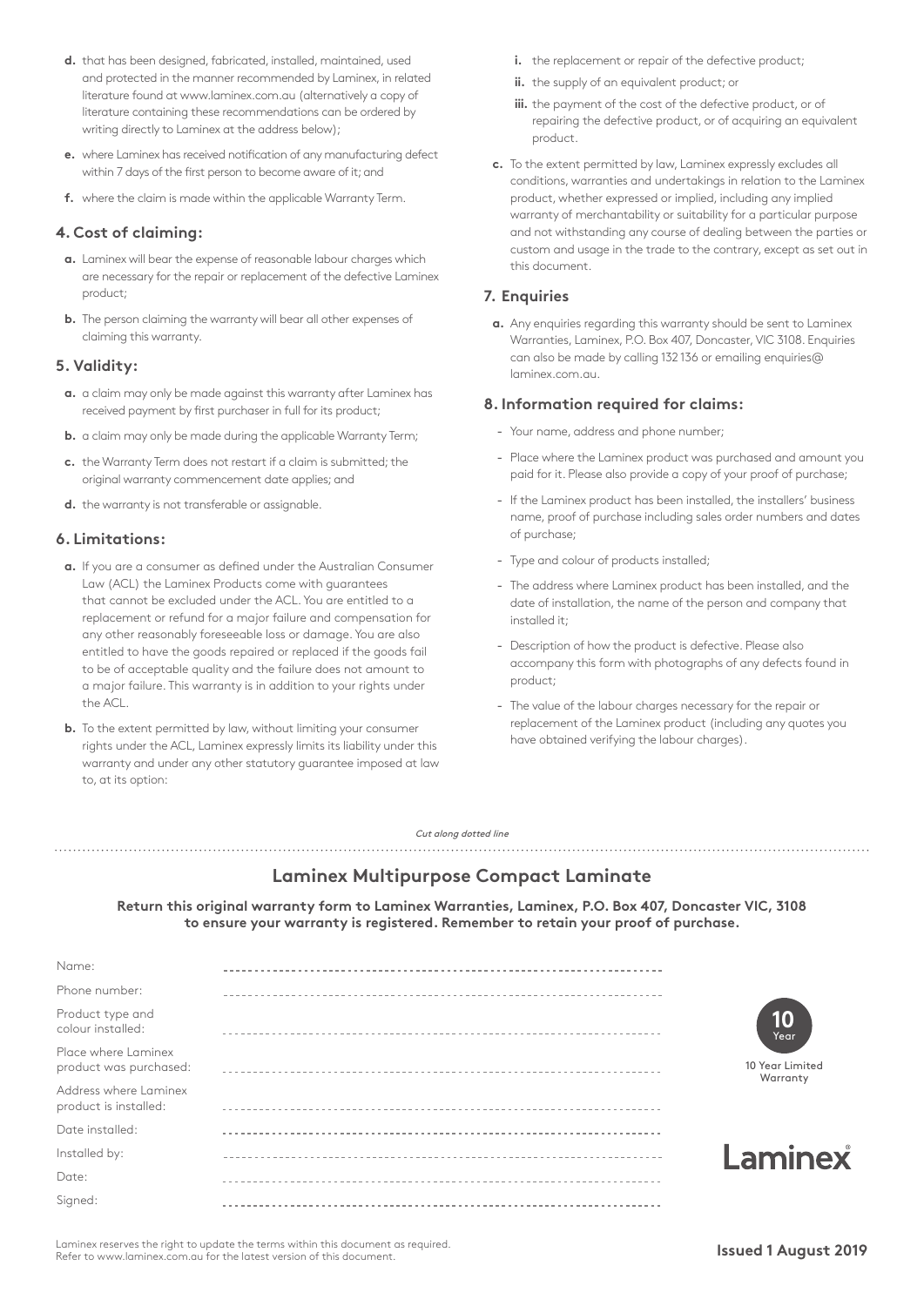- **d.** that has been designed, fabricated, installed, maintained, used and protected in the manner recommended by Laminex, in related literature found at www.laminex.com.au (alternatively a copy of literature containing these recommendations can be ordered by writing directly to Laminex at the address below);
- **e.** where Laminex has received notification of any manufacturing defect within 7 days of the first person to become aware of it; and
- **f.** where the claim is made within the applicable Warranty Term.

## 4. Cost of claiming:

- **a.** Laminex will bear the expense of reasonable labour charges which are necessary for the repair or replacement of the defective Laminex product;
- **b.** The person claiming the warranty will bear all other expenses of claiming this warranty.

## 5. Validity:

- **a.** a claim may only be made against this warranty after Laminex has received payment by first purchaser in full for its product;
- **b.** a claim may only be made during the applicable Warranty Term;
- **c.** the Warranty Term does not restart if a claim is submitted; the original warranty commencement date applies; and
- **d.** the warranty is not transferable or assignable.

## 6. Limitations:

- **a.** If you are a consumer as defined under the Australian Consumer Law (ACL) the Laminex Products come with guarantees that cannot be excluded under the ACL. You are entitled to a replacement or refund for a major failure and compensation for any other reasonably foreseeable loss or damage. You are also entitled to have the goods repaired or replaced if the goods fail to be of acceptable quality and the failure does not amount to a major failure. This warranty is in addition to your rights under the ACL.
- **b.** To the extent permitted by law, without limiting your consumer rights under the ACL, Laminex expressly limits its liability under this warranty and under any other statutory guarantee imposed at law to, at its option:
  - **i.** the replacement or repair of the defective product;
  - **ii.** the supply of an equivalent product; or
  - **iii.** the payment of the cost of the defective product, or of repairing the defective product, or of acquiring an equivalent product.
- **c.** To the extent permitted by law, Laminex expressly excludes all conditions, warranties and undertakings in relation to the Laminex product, whether expressed or implied, including any implied warranty of merchantability or suitability for a particular purpose and not withstanding any course of dealing between the parties or custom and usage in the trade to the contrary, except as set out in this document.

## 7. Enquiries

- **a.** Any enquiries regarding this warranty should be sent to Laminex Warranties, Laminex, P.O. Box 407, Doncaster, VIC 3108. Enquiries can also be made by calling 132 136 or emailing enquiries@laminex.com.au.

## 8. Information required for claims:

- Your name, address and phone number;
- Place where the Laminex product was purchased and amount you paid for it. Please also provide a copy of your proof of purchase;
- If the Laminex product has been installed, the installers' business name, proof of purchase including sales order numbers and dates of purchase;
- Type and colour of products installed;
- The address where Laminex product has been installed, and the date of installation, the name of the person and company that installed it;
- Description of how the product is defective. Please also accompany this form with photographs of any defects found in product;
- The value of the labour charges necessary for the repair or replacement of the Laminex product (including any quotes you have obtained verifying the labour charges).

*Cut along dotted line*

---

# Laminex Multipurpose Compact Laminate

**Return this original warranty form to Laminex Warranties, Laminex, P.O. Box 407, Doncaster VIC, 3108 to ensure your warranty is registered. Remember to retain your proof of purchase.**

Name: ..................................................

Phone number: ..................................................

Product type and colour installed: ..................................................

Place where Laminex product was purchased: ..................................................

Address where Laminex product is installed: ..................................................

Date installed: ..................................................

Installed by: ..................................................

Date: ..................................................

Signed: ..................................................

10 Year

10 Year Limited Warranty

Laminex

Laminex reserves the right to update the terms within this document as required.
Refer to www.laminex.com.au for the latest version of this document.

**Issued 1 August 2019**